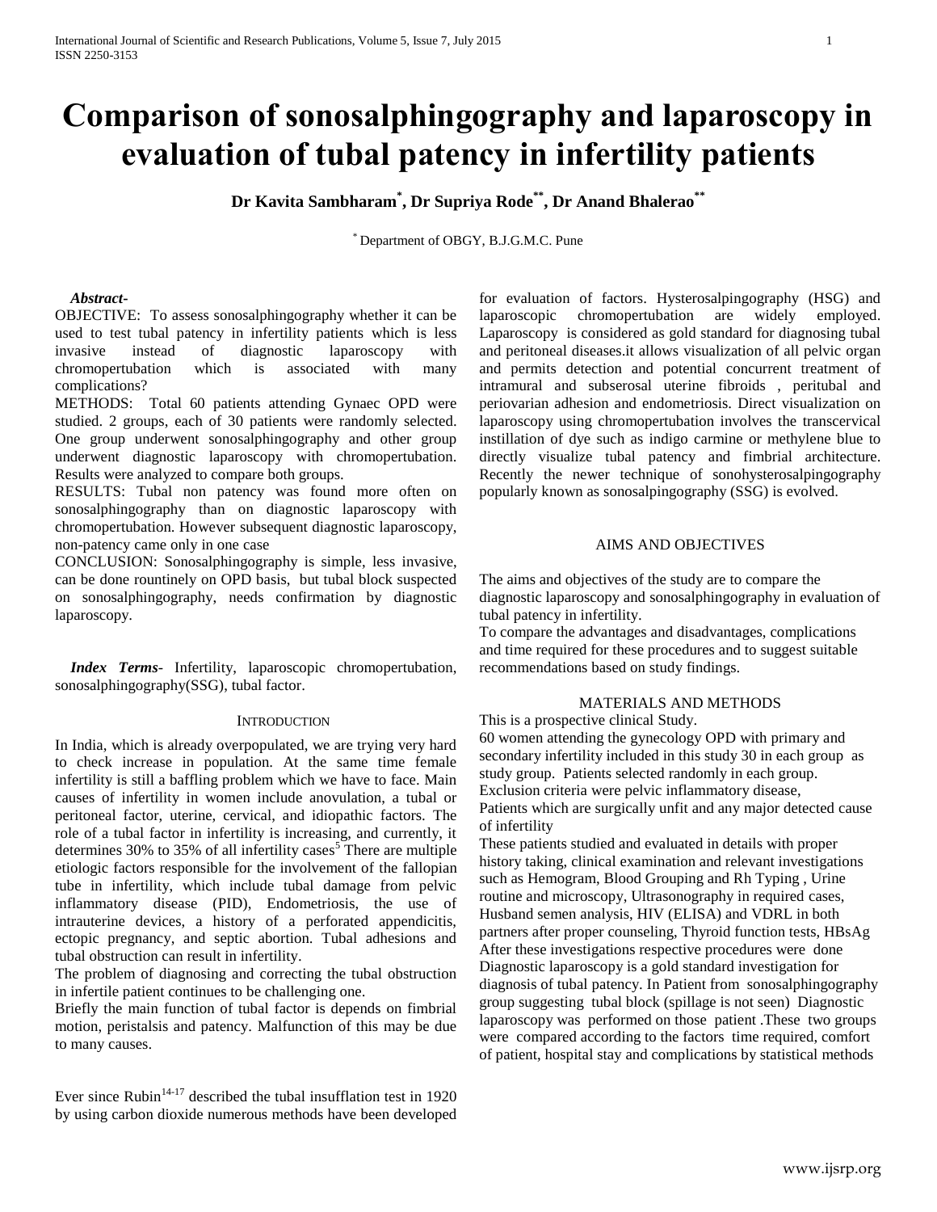# Comparison of sonosalphingography and laparoscopy in evaluation of tubal patency in infertility patients

**Dr Kavita Sambharam[*], Dr Supriya Rode[**], Dr Anand Bhalerao[**]**

[*] Department of OBGY, B.J.G.M.C. Pune

***Abstract-***

OBJECTIVE: To assess sonosalphingography whether it can be used to test tubal patency in infertility patients which is less invasive instead of diagnostic laparoscopy with chromopertubation which is associated with many complications?

METHODS: Total 60 patients attending Gynaec OPD were studied. 2 groups, each of 30 patients were randomly selected. One group underwent sonosalphingography and other group underwent diagnostic laparoscopy with chromopertubation. Results were analyzed to compare both groups.

RESULTS: Tubal non patency was found more often on sonosalphingography than on diagnostic laparoscopy with chromopertubation. However subsequent diagnostic laparoscopy, non-patency came only in one case

CONCLUSION: Sonosalphingography is simple, less invasive, can be done rountinely on OPD basis, but tubal block suspected on sonosalphingography, needs confirmation by diagnostic laparoscopy.

***Index Terms***- Infertility, laparoscopic chromopertubation, sonosalphingography(SSG), tubal factor.

## INTRODUCTION

In India, which is already overpopulated, we are trying very hard to check increase in population. At the same time female infertility is still a baffling problem which we have to face. Main causes of infertility in women include anovulation, a tubal or peritoneal factor, uterine, cervical, and idiopathic factors. The role of a tubal factor in infertility is increasing, and currently, it determines 30% to 35% of all infertility cases[5] There are multiple etiologic factors responsible for the involvement of the fallopian tube in infertility, which include tubal damage from pelvic inflammatory disease (PID), Endometriosis, the use of intrauterine devices, a history of a perforated appendicitis, ectopic pregnancy, and septic abortion. Tubal adhesions and tubal obstruction can result in infertility.

The problem of diagnosing and correcting the tubal obstruction in infertile patient continues to be challenging one.

Briefly the main function of tubal factor is depends on fimbrial motion, peristalsis and patency. Malfunction of this may be due to many causes.

Ever since Rubin[14-17] described the tubal insufflation test in 1920 by using carbon dioxide numerous methods have been developed for evaluation of factors. Hysterosalpingography (HSG) and laparoscopic chromopertubation are widely employed. Laparoscopy is considered as gold standard for diagnosing tubal and peritoneal diseases.it allows visualization of all pelvic organ and permits detection and potential concurrent treatment of intramural and subserosal uterine fibroids , peritubal and periovarian adhesion and endometriosis. Direct visualization on laparoscopy using chromopertubation involves the transcervical instillation of dye such as indigo carmine or methylene blue to directly visualize tubal patency and fimbrial architecture. Recently the newer technique of sonohysterosalpingography popularly known as sonosalpingography (SSG) is evolved.

## AIMS AND OBJECTIVES

The aims and objectives of the study are to compare the diagnostic laparoscopy and sonosalphingography in evaluation of tubal patency in infertility.

To compare the advantages and disadvantages, complications and time required for these procedures and to suggest suitable recommendations based on study findings.

## MATERIALS AND METHODS

This is a prospective clinical Study.

60 women attending the gynecology OPD with primary and secondary infertility included in this study 30 in each group as study group. Patients selected randomly in each group.

Exclusion criteria were pelvic inflammatory disease,

Patients which are surgically unfit and any major detected cause of infertility

These patients studied and evaluated in details with proper history taking, clinical examination and relevant investigations such as Hemogram, Blood Grouping and Rh Typing , Urine routine and microscopy, Ultrasonography in required cases, Husband semen analysis, HIV (ELISA) and VDRL in both partners after proper counseling, Thyroid function tests, HBsAg

After these investigations respective procedures were done

Diagnostic laparoscopy is a gold standard investigation for diagnosis of tubal patency. In Patient from sonosalphingography group suggesting tubal block (spillage is not seen) Diagnostic laparoscopy was performed on those patient .These two groups were compared according to the factors time required, comfort of patient, hospital stay and complications by statistical methods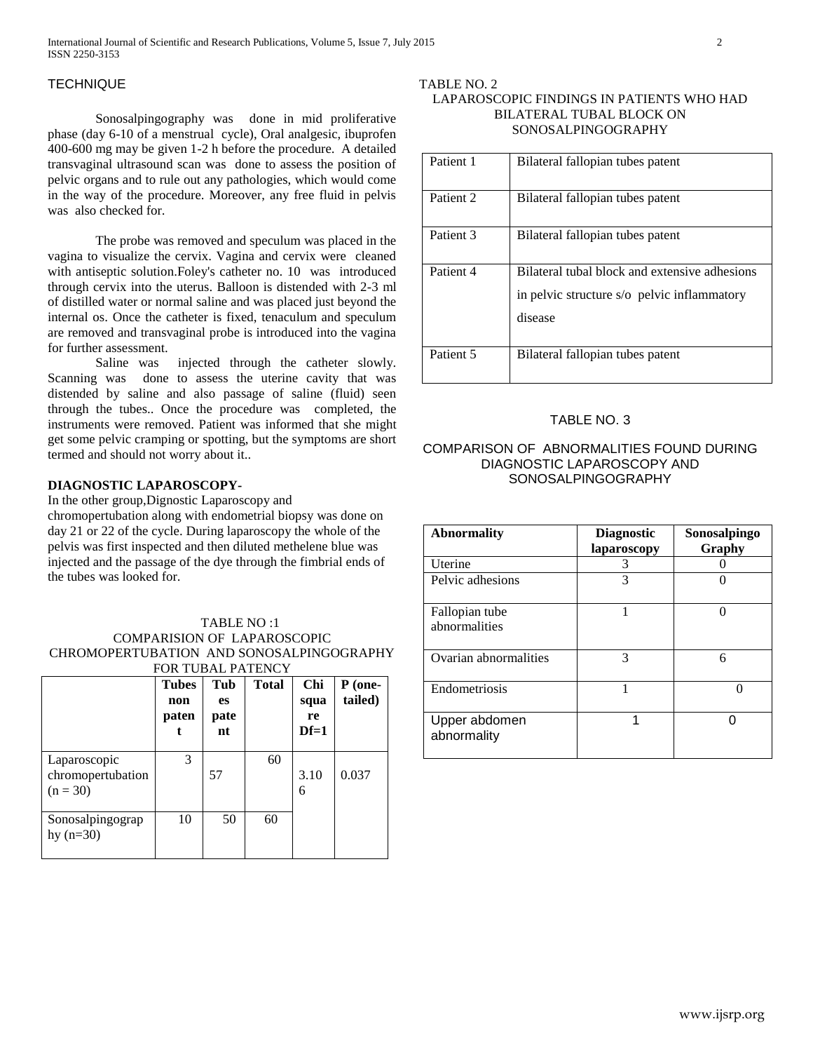## TECHNIQUE

Sonosalpingography was done in mid proliferative phase (day 6-10 of a menstrual cycle), Oral analgesic, ibuprofen 400-600 mg may be given 1-2 h before the procedure. A detailed transvaginal ultrasound scan was done to assess the position of pelvic organs and to rule out any pathologies, which would come in the way of the procedure. Moreover, any free fluid in pelvis was also checked for.

The probe was removed and speculum was placed in the vagina to visualize the cervix. Vagina and cervix were cleaned with antiseptic solution.Foley's catheter no. 10 was introduced through cervix into the uterus. Balloon is distended with 2-3 ml of distilled water or normal saline and was placed just beyond the internal os. Once the catheter is fixed, tenaculum and speculum are removed and transvaginal probe is introduced into the vagina for further assessment.

Saline was injected through the catheter slowly. Scanning was done to assess the uterine cavity that was distended by saline and also passage of saline (fluid) seen through the tubes.. Once the procedure was completed, the instruments were removed. Patient was informed that she might get some pelvic cramping or spotting, but the symptoms are short termed and should not worry about it..

**DIAGNOSTIC LAPAROSCOPY-**

In the other group,Dignostic Laparoscopy and chromopertubation along with endometrial biopsy was done on day 21 or 22 of the cycle. During laparoscopy the whole of the pelvis was first inspected and then diluted methelene blue was injected and the passage of the dye through the fimbrial ends of the tubes was looked for.

TABLE NO :1
COMPARISION OF LAPAROSCOPIC CHROMOPERTUBATION AND SONOSALPINGOGRAPHY FOR TUBAL PATENCY

| | Tubes non patent | Tubes patent | Total | Chi square Df=1 | P (one-tailed) |
|---|---|---|---|---|---|
| Laparoscopic chromopertubation (n = 30) | 3 | 57 | 60 | 3.106 | 0.037 |
| Sonosalpingography (n=30) | 10 | 50 | 60 | | |

TABLE NO. 2
LAPAROSCOPIC FINDINGS IN PATIENTS WHO HAD BILATERAL TUBAL BLOCK ON SONOSALPINGOGRAPHY

| | |
|---|---|
| Patient 1 | Bilateral fallopian tubes patent |
| Patient 2 | Bilateral fallopian tubes patent |
| Patient 3 | Bilateral fallopian tubes patent |
| Patient 4 | Bilateral tubal block and extensive adhesions in pelvic structure s/o pelvic inflammatory disease |
| Patient 5 | Bilateral fallopian tubes patent |

TABLE NO. 3

COMPARISON OF ABNORMALITIES FOUND DURING DIAGNOSTIC LAPAROSCOPY AND SONOSALPINGOGRAPHY

| Abnormality | Diagnostic laparoscopy | Sonosalpingo Graphy |
|---|---|---|
| Uterine | 3 | 0 |
| Pelvic adhesions | 3 | 0 |
| Fallopian tube abnormalities | 1 | 0 |
| Ovarian abnormalities | 3 | 6 |
| Endometriosis | 1 | 0 |
| Upper abdomen abnormality | 1 | 0 |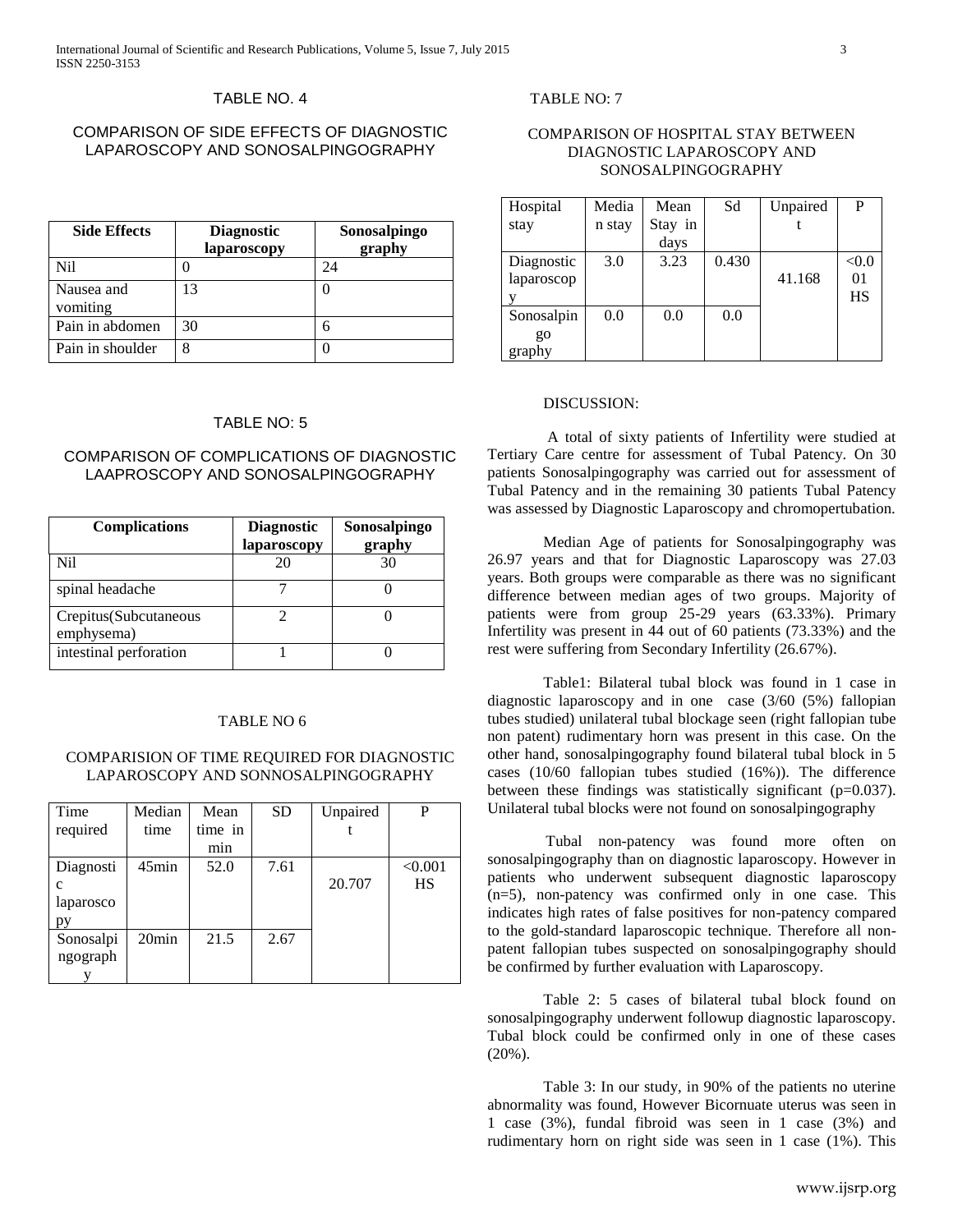TABLE NO. 4

COMPARISON OF SIDE EFFECTS OF DIAGNOSTIC LAPAROSCOPY AND SONOSALPINGOGRAPHY

| Side Effects | Diagnostic laparoscopy | Sonosalpingo graphy |
|---|---|---|
| Nil | 0 | 24 |
| Nausea and vomiting | 13 | 0 |
| Pain in abdomen | 30 | 6 |
| Pain in shoulder | 8 | 0 |

TABLE NO: 5

COMPARISON OF COMPLICATIONS OF DIAGNOSTIC LAAPROSCOPY AND SONOSALPINGOGRAPHY

| Complications | Diagnostic laparoscopy | Sonosalpingo graphy |
|---|---|---|
| Nil | 20 | 30 |
| spinal headache | 7 | 0 |
| Crepitus(Subcutaneous emphysema) | 2 | 0 |
| intestinal perforation | 1 | 0 |

TABLE NO 6

COMPARISION OF TIME REQUIRED FOR DIAGNOSTIC LAPAROSCOPY AND SONNOSALPINGOGRAPHY

| Time required | Median time | Mean time in min | SD | Unpaired t | P |
|---|---|---|---|---|---|
| Diagnostic laparoscopy | 45min | 52.0 | 7.61 | 20.707 | <0.001 HS |
| Sonosalpingography | 20min | 21.5 | 2.67 | | |

TABLE NO: 7

COMPARISON OF HOSPITAL STAY BETWEEN DIAGNOSTIC LAPAROSCOPY AND SONOSALPINGOGRAPHY

| Hospital stay | Median stay | Mean Stay in days | Sd | Unpaired t | P |
|---|---|---|---|---|---|
| Diagnostic laparoscopy | 3.0 | 3.23 | 0.430 | 41.168 | <0.001 HS |
| Sonosalpingo graphy | 0.0 | 0.0 | 0.0 | | |

DISCUSSION:

A total of sixty patients of Infertility were studied at Tertiary Care centre for assessment of Tubal Patency. On 30 patients Sonosalpingography was carried out for assessment of Tubal Patency and in the remaining 30 patients Tubal Patency was assessed by Diagnostic Laparoscopy and chromopertubation.

Median Age of patients for Sonosalpingography was 26.97 years and that for Diagnostic Laparoscopy was 27.03 years. Both groups were comparable as there was no significant difference between median ages of two groups. Majority of patients were from group 25-29 years (63.33%). Primary Infertility was present in 44 out of 60 patients (73.33%) and the rest were suffering from Secondary Infertility (26.67%).

Table1: Bilateral tubal block was found in 1 case in diagnostic laparoscopy and in one case (3/60 (5%) fallopian tubes studied) unilateral tubal blockage seen (right fallopian tube non patent) rudimentary horn was present in this case. On the other hand, sonosalpingography found bilateral tubal block in 5 cases (10/60 fallopian tubes studied (16%)). The difference between these findings was statistically significant (p=0.037). Unilateral tubal blocks were not found on sonosalpingography

Tubal non-patency was found more often on sonosalpingography than on diagnostic laparoscopy. However in patients who underwent subsequent diagnostic laparoscopy (n=5), non-patency was confirmed only in one case. This indicates high rates of false positives for non-patency compared to the gold-standard laparoscopic technique. Therefore all non-patent fallopian tubes suspected on sonosalpingography should be confirmed by further evaluation with Laparoscopy.

Table 2: 5 cases of bilateral tubal block found on sonosalpingography underwent followup diagnostic laparoscopy. Tubal block could be confirmed only in one of these cases (20%).

Table 3: In our study, in 90% of the patients no uterine abnormality was found, However Bicornuate uterus was seen in 1 case (3%), fundal fibroid was seen in 1 case (3%) and rudimentary horn on right side was seen in 1 case (1%). This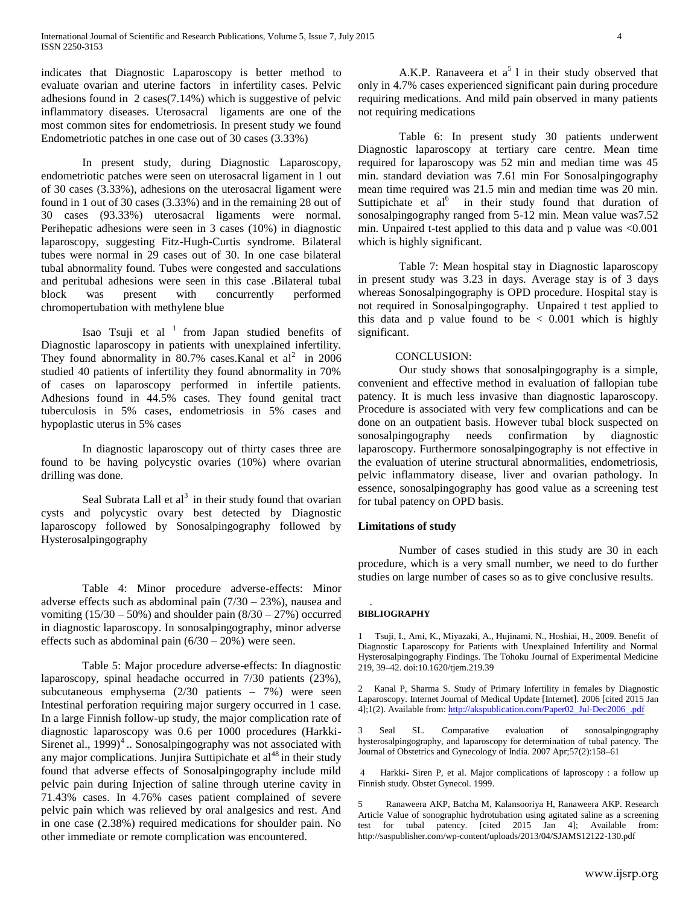indicates that Diagnostic Laparoscopy is better method to evaluate ovarian and uterine factors in infertility cases. Pelvic adhesions found in 2 cases(7.14%) which is suggestive of pelvic inflammatory diseases. Uterosacral ligaments are one of the most common sites for endometriosis. In present study we found Endometriotic patches in one case out of 30 cases (3.33%)

In present study, during Diagnostic Laparoscopy, endometriotic patches were seen on uterosacral ligament in 1 out of 30 cases (3.33%), adhesions on the uterosacral ligament were found in 1 out of 30 cases (3.33%) and in the remaining 28 out of 30 cases (93.33%) uterosacral ligaments were normal. Perihepatic adhesions were seen in 3 cases (10%) in diagnostic laparoscopy, suggesting Fitz-Hugh-Curtis syndrome. Bilateral tubes were normal in 29 cases out of 30. In one case bilateral tubal abnormality found. Tubes were congested and sacculations and peritubal adhesions were seen in this case .Bilateral tubal block was present with concurrently performed chromopertubation with methylene blue

Isao Tsuji et al [1] from Japan studied benefits of Diagnostic laparoscopy in patients with unexplained infertility. They found abnormality in 80.7% cases.Kanal et al[2] in 2006 studied 40 patients of infertility they found abnormality in 70% of cases on laparoscopy performed in infertile patients. Adhesions found in 44.5% cases. They found genital tract tuberculosis in 5% cases, endometriosis in 5% cases and hypoplastic uterus in 5% cases

In diagnostic laparoscopy out of thirty cases three are found to be having polycystic ovaries (10%) where ovarian drilling was done.

Seal Subrata Lall et al[3] in their study found that ovarian cysts and polycystic ovary best detected by Diagnostic laparoscopy followed by Sonosalpingography followed by Hysterosalpingography

Table 4: Minor procedure adverse-effects: Minor adverse effects such as abdominal pain (7/30 – 23%), nausea and vomiting (15/30 – 50%) and shoulder pain (8/30 – 27%) occurred in diagnostic laparoscopy. In sonosalpingography, minor adverse effects such as abdominal pain (6/30 – 20%) were seen.

Table 5: Major procedure adverse-effects: In diagnostic laparoscopy, spinal headache occurred in 7/30 patients (23%), subcutaneous emphysema (2/30 patients – 7%) were seen Intestinal perforation requiring major surgery occurred in 1 case. In a large Finnish follow-up study, the major complication rate of diagnostic laparoscopy was 0.6 per 1000 procedures (Harkki-Sirenet al., 1999)[4] .. Sonosalpingography was not associated with any major complications. Junjira Suttipichate et al[48] in their study found that adverse effects of Sonosalpingography include mild pelvic pain during Injection of saline through uterine cavity in 71.43% cases. In 4.76% cases patient complained of severe pelvic pain which was relieved by oral analgesics and rest. And in one case (2.38%) required medications for shoulder pain. No other immediate or remote complication was encountered.

A.K.P. Ranaveera et a[5] l in their study observed that only in 4.7% cases experienced significant pain during procedure requiring medications. And mild pain observed in many patients not requiring medications

Table 6: In present study 30 patients underwent Diagnostic laparoscopy at tertiary care centre. Mean time required for laparoscopy was 52 min and median time was 45 min. standard deviation was 7.61 min For Sonosalpingography mean time required was 21.5 min and median time was 20 min. Suttipichate et al[6] in their study found that duration of sonosalpingography ranged from 5-12 min. Mean value was7.52 min. Unpaired t-test applied to this data and p value was <0.001 which is highly significant.

Table 7: Mean hospital stay in Diagnostic laparoscopy in present study was 3.23 in days. Average stay is of 3 days whereas Sonosalpingography is OPD procedure. Hospital stay is not required in Sonosalpingography. Unpaired t test applied to this data and p value found to be < 0.001 which is highly significant.

CONCLUSION:

Our study shows that sonosalpingography is a simple, convenient and effective method in evaluation of fallopian tube patency. It is much less invasive than diagnostic laparoscopy. Procedure is associated with very few complications and can be done on an outpatient basis. However tubal block suspected on sonosalpingography needs confirmation by diagnostic laparoscopy. Furthermore sonosalpingography is not effective in the evaluation of uterine structural abnormalities, endometriosis, pelvic inflammatory disease, liver and ovarian pathology. In essence, sonosalpingography has good value as a screening test for tubal patency on OPD basis.

### Limitations of study

Number of cases studied in this study are 30 in each procedure, which is a very small number, we need to do further studies on large number of cases so as to give conclusive results.

### BIBLIOGRAPHY

1 Tsuji, I., Ami, K., Miyazaki, A., Hujinami, N., Hoshiai, H., 2009. Benefit of Diagnostic Laparoscopy for Patients with Unexplained Infertility and Normal Hysterosalpingography Findings. The Tohoku Journal of Experimental Medicine 219, 39–42. doi:10.1620/tjem.219.39

2 Kanal P, Sharma S. Study of Primary Infertility in females by Diagnostic Laparoscopy. Internet Journal of Medical Update [Internet]. 2006 [cited 2015 Jan 4];1(2). Available from: http://akspublication.com/Paper02_Jul-Dec2006_.pdf

3 Seal SL. Comparative evaluation of sonosalpingography hysterosalpingography, and laparoscopy for determination of tubal patency. The Journal of Obstetrics and Gynecology of India. 2007 Apr;57(2):158–61

4 Harkki- Siren P, et al. Major complications of laproscopy : a follow up Finnish study. Obstet Gynecol. 1999.

5 Ranaweera AKP, Batcha M, Kalansooriya H, Ranaweera AKP. Research Article Value of sonographic hydrotubation using agitated saline as a screening test for tubal patency. [cited 2015 Jan 4]; Available from: http://saspublisher.com/wp-content/uploads/2013/04/SJAMS12122-130.pdf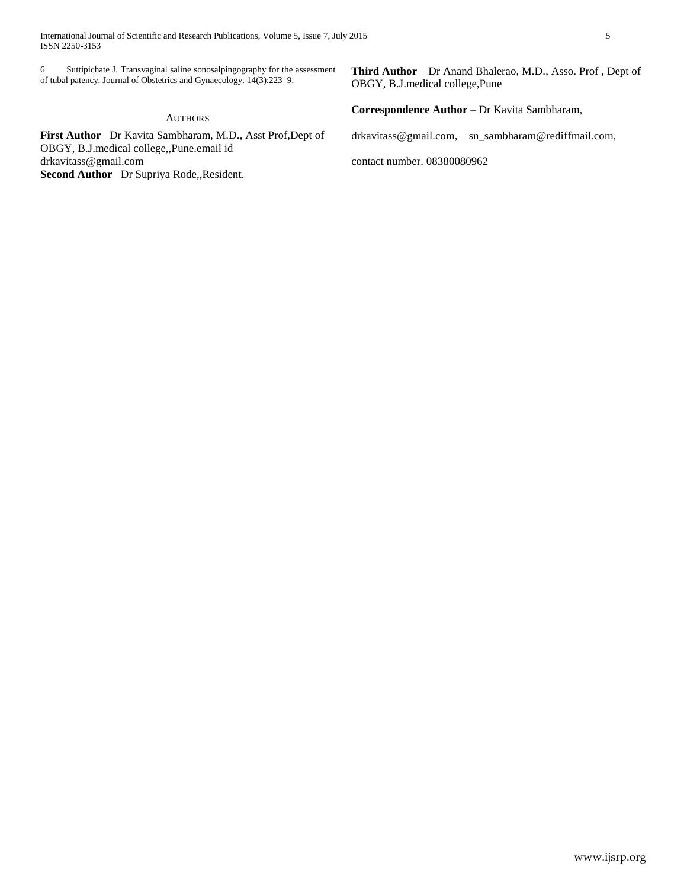6 Suttipichate J. Transvaginal saline sonosalpingography for the assessment of tubal patency. Journal of Obstetrics and Gynaecology. 14(3):223–9.

## AUTHORS

**First Author** –Dr Kavita Sambharam, M.D., Asst Prof,Dept of OBGY, B.J.medical college,,Pune.email id drkavitass@gmail.com

**Second Author** –Dr Supriya Rode,,Resident.

**Third Author** – Dr Anand Bhalerao, M.D., Asso. Prof , Dept of OBGY, B.J.medical college,Pune

**Correspondence Author** – Dr Kavita Sambharam,

drkavitass@gmail.com, sn_sambharam@rediffmail.com,

contact number. 08380080962